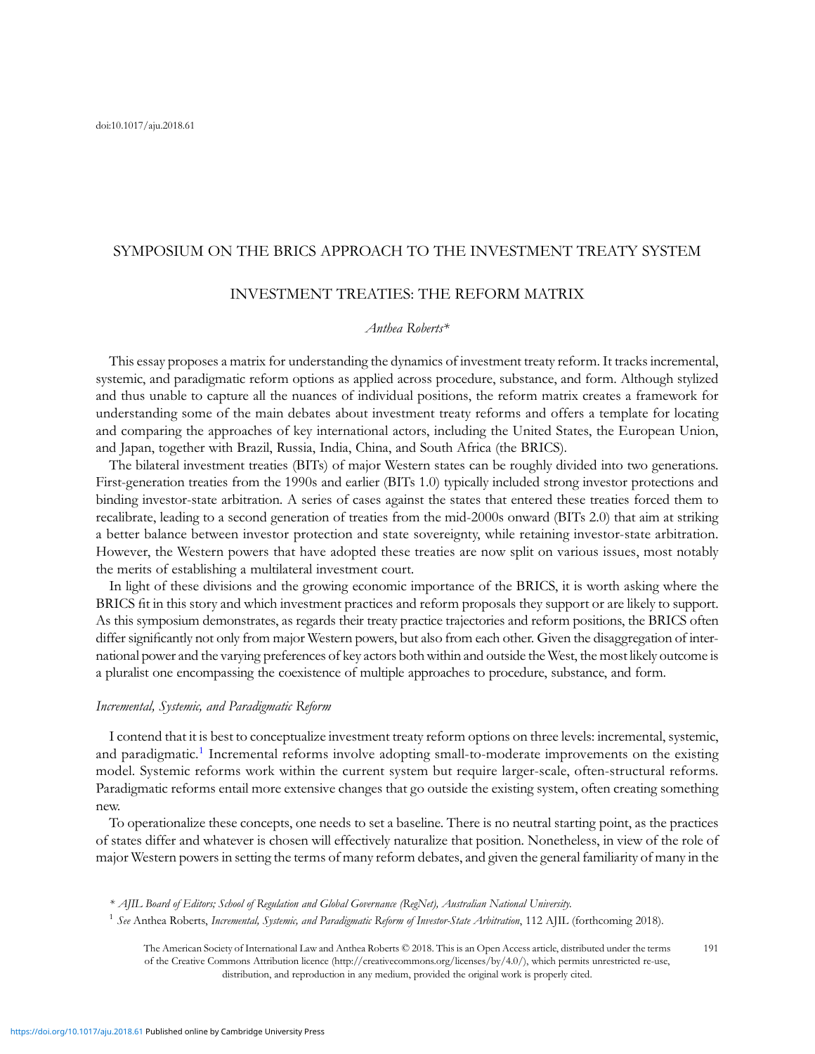doi:10.1017/aju.2018.61

## SYMPOSIUM ON THE BRICS APPROACH TO THE INVESTMENT TREATY SYSTEM

# INVESTMENT TREATIES: THE REFORM MATRIX

*Anthea Roberts\**

This essay proposes a matrix for understanding the dynamics of investment treaty reform. It tracks incremental, systemic, and paradigmatic reform options as applied across procedure, substance, and form. Although stylized and thus unable to capture all the nuances of individual positions, the reform matrix creates a framework for understanding some of the main debates about investment treaty reforms and offers a template for locating and comparing the approaches of key international actors, including the United States, the European Union, and Japan, together with Brazil, Russia, India, China, and South Africa (the BRICS).

The bilateral investment treaties (BITs) of major Western states can be roughly divided into two generations. First-generation treaties from the 1990s and earlier (BITs 1.0) typically included strong investor protections and binding investor-state arbitration. A series of cases against the states that entered these treaties forced them to recalibrate, leading to a second generation of treaties from the mid-2000s onward (BITs 2.0) that aim at striking a better balance between investor protection and state sovereignty, while retaining investor-state arbitration. However, the Western powers that have adopted these treaties are now split on various issues, most notably the merits of establishing a multilateral investment court.

In light of these divisions and the growing economic importance of the BRICS, it is worth asking where the BRICS fit in this story and which investment practices and reform proposals they support or are likely to support. As this symposium demonstrates, as regards their treaty practice trajectories and reform positions, the BRICS often differ significantly not only from major Western powers, but also from each other. Given the disaggregation of international power and the varying preferences of key actors both within and outside the West, the most likely outcome is a pluralist one encompassing the coexistence of multiple approaches to procedure, substance, and form.

### *Incremental, Systemic, and Paradigmatic Reform*

I contend that it is best to conceptualize investment treaty reform options on three levels: incremental, systemic, and paradigmatic.[1] Incremental reforms involve adopting small-to-moderate improvements on the existing model. Systemic reforms work within the current system but require larger-scale, often-structural reforms. Paradigmatic reforms entail more extensive changes that go outside the existing system, often creating something new.

To operationalize these concepts, one needs to set a baseline. There is no neutral starting point, as the practices of states differ and whatever is chosen will effectively naturalize that position. Nonetheless, in view of the role of major Western powers in setting the terms of many reform debates, and given the general familiarity of many in the

\* *AJIL Board of Editors; School of Regulation and Global Governance (RegNet), Australian National University.*

[1] *See* Anthea Roberts, *Incremental, Systemic, and Paradigmatic Reform of Investor-State Arbitration*, 112 AJIL (forthcoming 2018).

The American Society of International Law and Anthea Roberts © 2018. This is an Open Access article, distributed under the terms of the Creative Commons Attribution licence (http://creativecommons.org/licenses/by/4.0/), which permits unrestricted re-use, distribution, and reproduction in any medium, provided the original work is properly cited.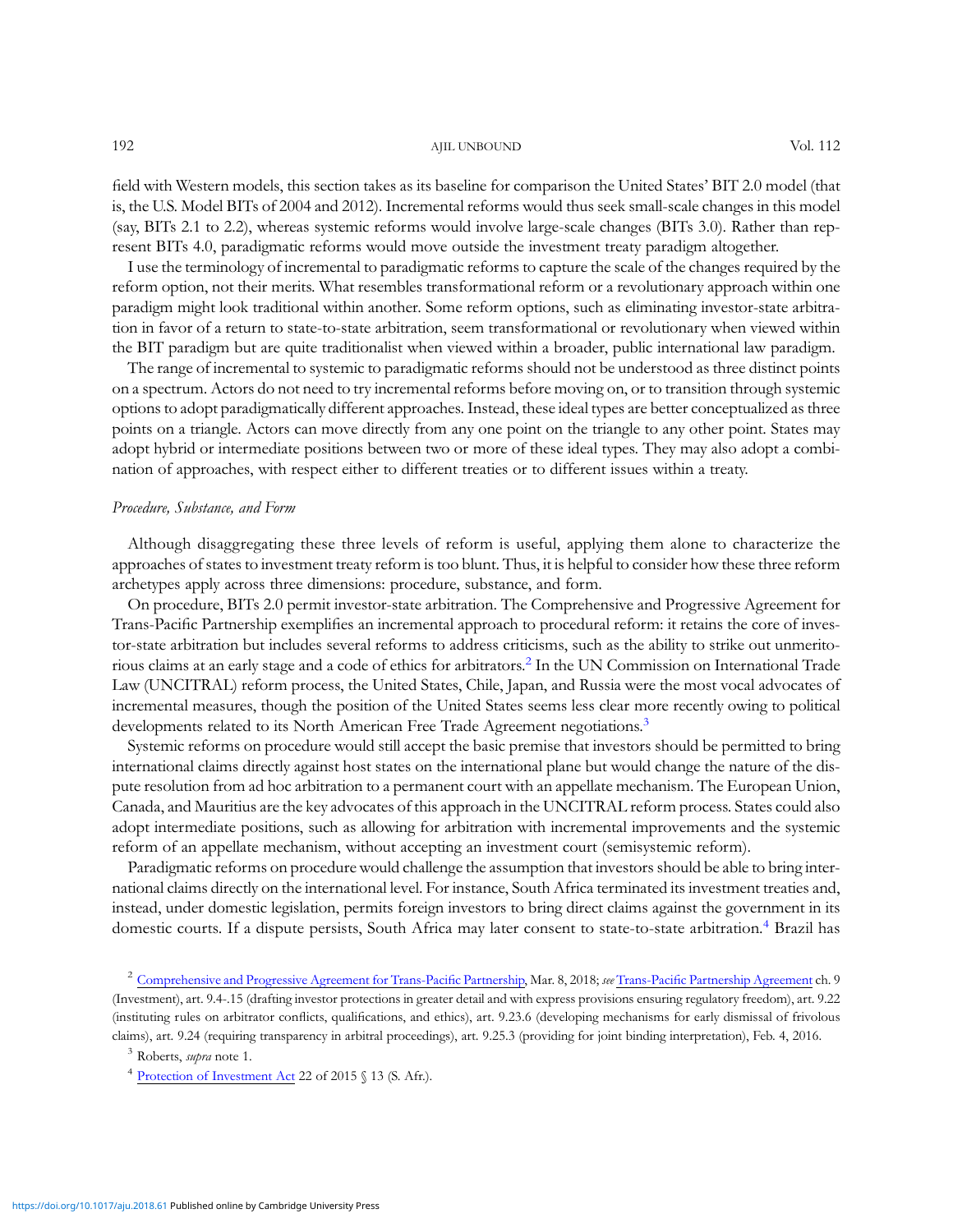field with Western models, this section takes as its baseline for comparison the United States' BIT 2.0 model (that is, the U.S. Model BITs of 2004 and 2012). Incremental reforms would thus seek small-scale changes in this model (say, BITs 2.1 to 2.2), whereas systemic reforms would involve large-scale changes (BITs 3.0). Rather than represent BITs 4.0, paradigmatic reforms would move outside the investment treaty paradigm altogether.

I use the terminology of incremental to paradigmatic reforms to capture the scale of the changes required by the reform option, not their merits. What resembles transformational reform or a revolutionary approach within one paradigm might look traditional within another. Some reform options, such as eliminating investor-state arbitration in favor of a return to state-to-state arbitration, seem transformational or revolutionary when viewed within the BIT paradigm but are quite traditionalist when viewed within a broader, public international law paradigm.

The range of incremental to systemic to paradigmatic reforms should not be understood as three distinct points on a spectrum. Actors do not need to try incremental reforms before moving on, or to transition through systemic options to adopt paradigmatically different approaches. Instead, these ideal types are better conceptualized as three points on a triangle. Actors can move directly from any one point on the triangle to any other point. States may adopt hybrid or intermediate positions between two or more of these ideal types. They may also adopt a combination of approaches, with respect either to different treaties or to different issues within a treaty.

### *Procedure, Substance, and Form*

Although disaggregating these three levels of reform is useful, applying them alone to characterize the approaches of states to investment treaty reform is too blunt. Thus, it is helpful to consider how these three reform archetypes apply across three dimensions: procedure, substance, and form.

On procedure, BITs 2.0 permit investor-state arbitration. The Comprehensive and Progressive Agreement for Trans-Pacific Partnership exemplifies an incremental approach to procedural reform: it retains the core of investor-state arbitration but includes several reforms to address criticisms, such as the ability to strike out unmeritorious claims at an early stage and a code of ethics for arbitrators.[2] In the UN Commission on International Trade Law (UNCITRAL) reform process, the United States, Chile, Japan, and Russia were the most vocal advocates of incremental measures, though the position of the United States seems less clear more recently owing to political developments related to its North American Free Trade Agreement negotiations.[3]

Systemic reforms on procedure would still accept the basic premise that investors should be permitted to bring international claims directly against host states on the international plane but would change the nature of the dispute resolution from ad hoc arbitration to a permanent court with an appellate mechanism. The European Union, Canada, and Mauritius are the key advocates of this approach in the UNCITRAL reform process. States could also adopt intermediate positions, such as allowing for arbitration with incremental improvements and the systemic reform of an appellate mechanism, without accepting an investment court (semisystemic reform).

Paradigmatic reforms on procedure would challenge the assumption that investors should be able to bring international claims directly on the international level. For instance, South Africa terminated its investment treaties and, instead, under domestic legislation, permits foreign investors to bring direct claims against the government in its domestic courts. If a dispute persists, South Africa may later consent to state-to-state arbitration.[4] Brazil has

[2] Comprehensive and Progressive Agreement for Trans-Pacific Partnership, Mar. 8, 2018; *see* Trans-Pacific Partnership Agreement ch. 9 (Investment), art. 9.4-.15 (drafting investor protections in greater detail and with express provisions ensuring regulatory freedom), art. 9.22 (instituting rules on arbitrator conflicts, qualifications, and ethics), art. 9.23.6 (developing mechanisms for early dismissal of frivolous claims), art. 9.24 (requiring transparency in arbitral proceedings), art. 9.25.3 (providing for joint binding interpretation), Feb. 4, 2016.

[3] Roberts, *supra* note 1.

[4] Protection of Investment Act 22 of 2015 § 13 (S. Afr.).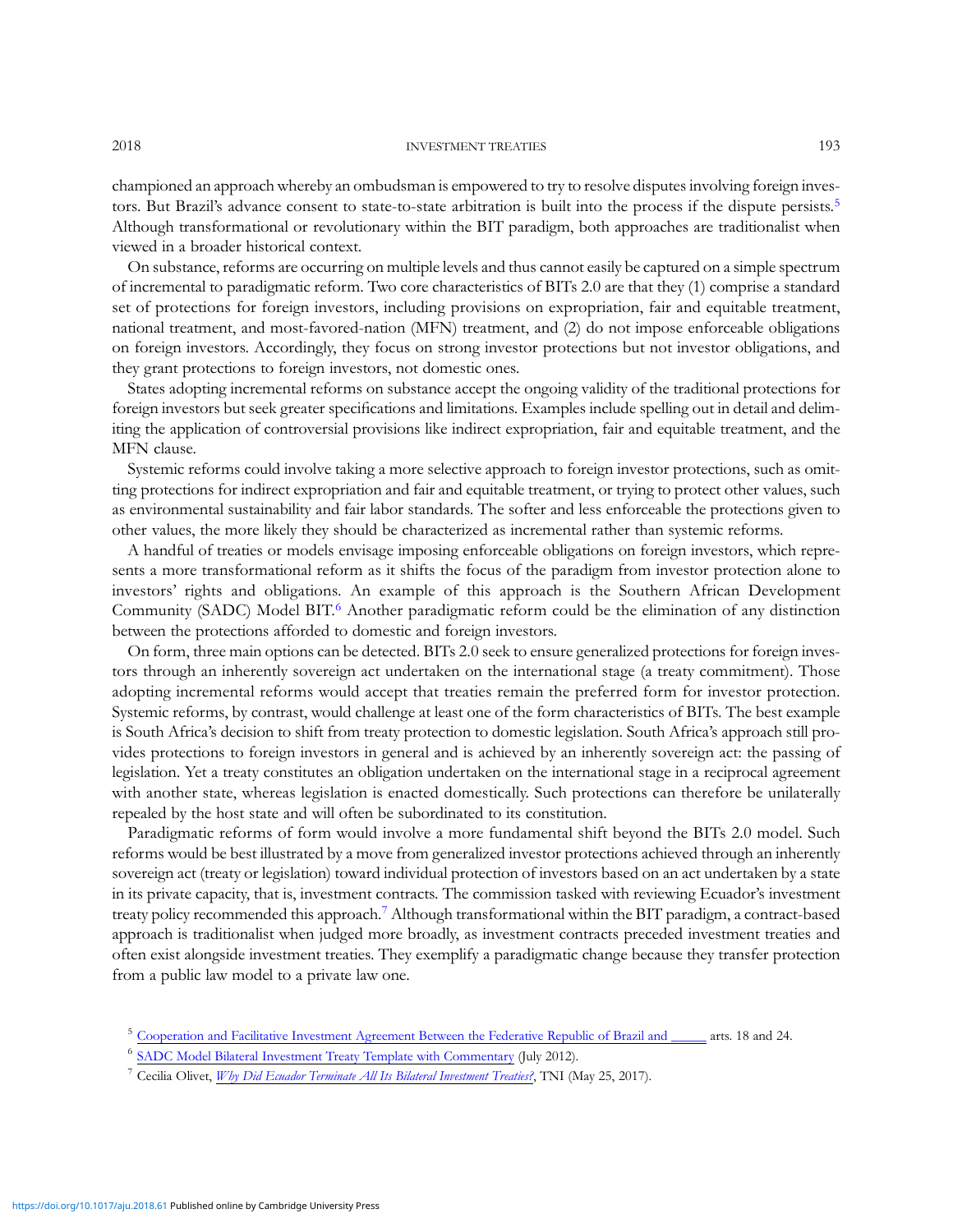championed an approach whereby an ombudsman is empowered to try to resolve disputes involving foreign investors. But Brazil's advance consent to state-to-state arbitration is built into the process if the dispute persists.[5] Although transformational or revolutionary within the BIT paradigm, both approaches are traditionalist when viewed in a broader historical context.

On substance, reforms are occurring on multiple levels and thus cannot easily be captured on a simple spectrum of incremental to paradigmatic reform. Two core characteristics of BITs 2.0 are that they (1) comprise a standard set of protections for foreign investors, including provisions on expropriation, fair and equitable treatment, national treatment, and most-favored-nation (MFN) treatment, and (2) do not impose enforceable obligations on foreign investors. Accordingly, they focus on strong investor protections but not investor obligations, and they grant protections to foreign investors, not domestic ones.

States adopting incremental reforms on substance accept the ongoing validity of the traditional protections for foreign investors but seek greater specifications and limitations. Examples include spelling out in detail and delimiting the application of controversial provisions like indirect expropriation, fair and equitable treatment, and the MFN clause.

Systemic reforms could involve taking a more selective approach to foreign investor protections, such as omitting protections for indirect expropriation and fair and equitable treatment, or trying to protect other values, such as environmental sustainability and fair labor standards. The softer and less enforceable the protections given to other values, the more likely they should be characterized as incremental rather than systemic reforms.

A handful of treaties or models envisage imposing enforceable obligations on foreign investors, which represents a more transformational reform as it shifts the focus of the paradigm from investor protection alone to investors' rights and obligations. An example of this approach is the Southern African Development Community (SADC) Model BIT.[6] Another paradigmatic reform could be the elimination of any distinction between the protections afforded to domestic and foreign investors.

On form, three main options can be detected. BITs 2.0 seek to ensure generalized protections for foreign investors through an inherently sovereign act undertaken on the international stage (a treaty commitment). Those adopting incremental reforms would accept that treaties remain the preferred form for investor protection. Systemic reforms, by contrast, would challenge at least one of the form characteristics of BITs. The best example is South Africa's decision to shift from treaty protection to domestic legislation. South Africa's approach still provides protections to foreign investors in general and is achieved by an inherently sovereign act: the passing of legislation. Yet a treaty constitutes an obligation undertaken on the international stage in a reciprocal agreement with another state, whereas legislation is enacted domestically. Such protections can therefore be unilaterally repealed by the host state and will often be subordinated to its constitution.

Paradigmatic reforms of form would involve a more fundamental shift beyond the BITs 2.0 model. Such reforms would be best illustrated by a move from generalized investor protections achieved through an inherently sovereign act (treaty or legislation) toward individual protection of investors based on an act undertaken by a state in its private capacity, that is, investment contracts. The commission tasked with reviewing Ecuador's investment treaty policy recommended this approach.[7] Although transformational within the BIT paradigm, a contract-based approach is traditionalist when judged more broadly, as investment contracts preceded investment treaties and often exist alongside investment treaties. They exemplify a paradigmatic change because they transfer protection from a public law model to a private law one.

---

[5] Cooperation and Facilitative Investment Agreement Between the Federative Republic of Brazil and _____ arts. 18 and 24.

[6] SADC Model Bilateral Investment Treaty Template with Commentary (July 2012).

[7] Cecilia Olivet, *Why Did Ecuador Terminate All Its Bilateral Investment Treaties?*, TNI (May 25, 2017).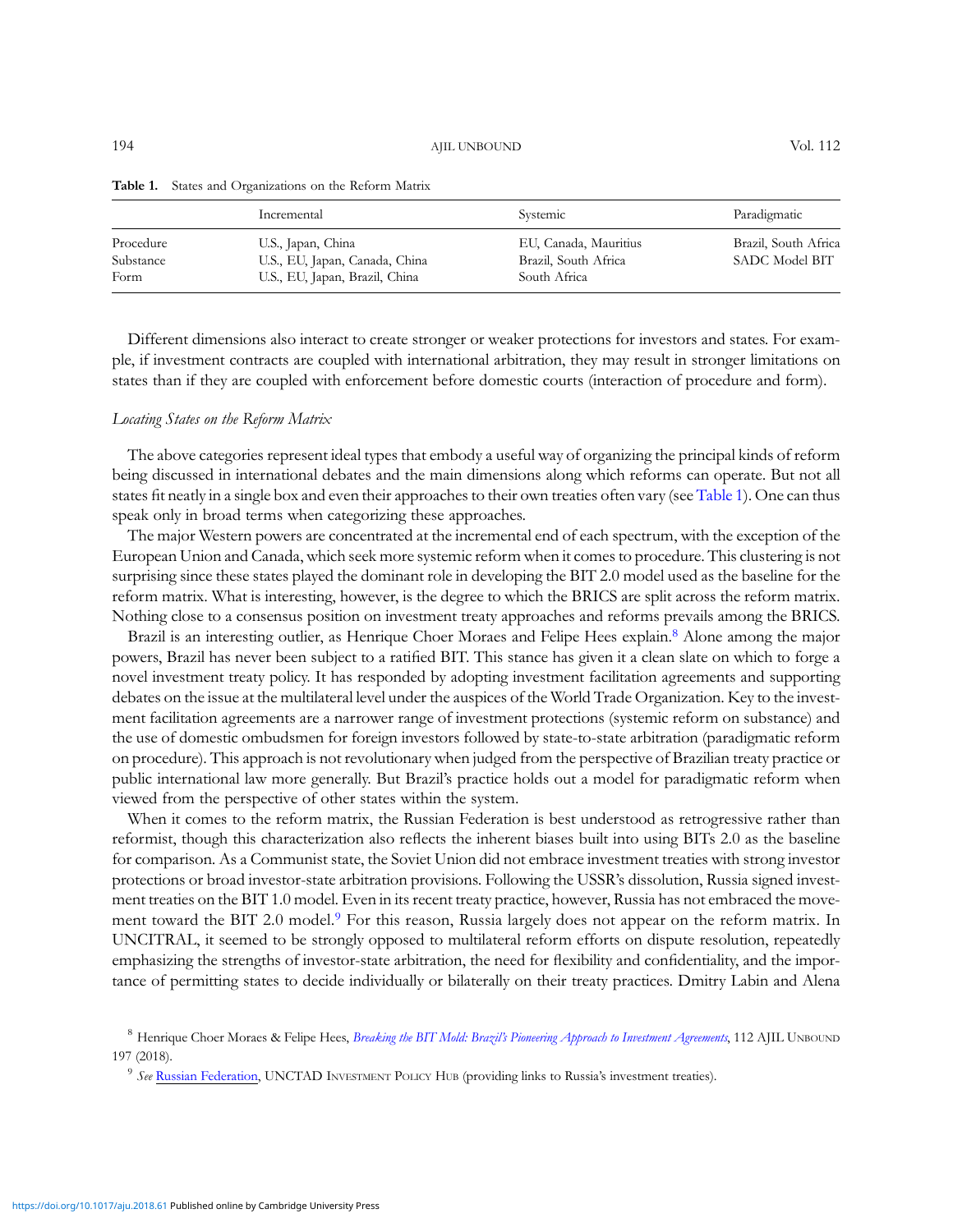**Table 1.** States and Organizations on the Reform Matrix

| | Incremental | Systemic | Paradigmatic |
|---|---|---|---|
| Procedure | U.S., Japan, China | EU, Canada, Mauritius | Brazil, South Africa |
| Substance | U.S., EU, Japan, Canada, China | Brazil, South Africa | SADC Model BIT |
| Form | U.S., EU, Japan, Brazil, China | South Africa | |

Different dimensions also interact to create stronger or weaker protections for investors and states. For example, if investment contracts are coupled with international arbitration, they may result in stronger limitations on states than if they are coupled with enforcement before domestic courts (interaction of procedure and form).

*Locating States on the Reform Matrix*

The above categories represent ideal types that embody a useful way of organizing the principal kinds of reform being discussed in international debates and the main dimensions along which reforms can operate. But not all states fit neatly in a single box and even their approaches to their own treaties often vary (see Table 1). One can thus speak only in broad terms when categorizing these approaches.

The major Western powers are concentrated at the incremental end of each spectrum, with the exception of the European Union and Canada, which seek more systemic reform when it comes to procedure. This clustering is not surprising since these states played the dominant role in developing the BIT 2.0 model used as the baseline for the reform matrix. What is interesting, however, is the degree to which the BRICS are split across the reform matrix. Nothing close to a consensus position on investment treaty approaches and reforms prevails among the BRICS.

Brazil is an interesting outlier, as Henrique Choer Moraes and Felipe Hees explain.[8] Alone among the major powers, Brazil has never been subject to a ratified BIT. This stance has given it a clean slate on which to forge a novel investment treaty policy. It has responded by adopting investment facilitation agreements and supporting debates on the issue at the multilateral level under the auspices of the World Trade Organization. Key to the investment facilitation agreements are a narrower range of investment protections (systemic reform on substance) and the use of domestic ombudsmen for foreign investors followed by state-to-state arbitration (paradigmatic reform on procedure). This approach is not revolutionary when judged from the perspective of Brazilian treaty practice or public international law more generally. But Brazil's practice holds out a model for paradigmatic reform when viewed from the perspective of other states within the system.

When it comes to the reform matrix, the Russian Federation is best understood as retrogressive rather than reformist, though this characterization also reflects the inherent biases built into using BITs 2.0 as the baseline for comparison. As a Communist state, the Soviet Union did not embrace investment treaties with strong investor protections or broad investor-state arbitration provisions. Following the USSR's dissolution, Russia signed investment treaties on the BIT 1.0 model. Even in its recent treaty practice, however, Russia has not embraced the movement toward the BIT 2.0 model.[9] For this reason, Russia largely does not appear on the reform matrix. In UNCITRAL, it seemed to be strongly opposed to multilateral reform efforts on dispute resolution, repeatedly emphasizing the strengths of investor-state arbitration, the need for flexibility and confidentiality, and the importance of permitting states to decide individually or bilaterally on their treaty practices. Dmitry Labin and Alena

[8] Henrique Choer Moraes & Felipe Hees, *Breaking the BIT Mold: Brazil's Pioneering Approach to Investment Agreements*, 112 AJIL Unbound 197 (2018).

[9] *See* Russian Federation, UNCTAD Investment Policy Hub (providing links to Russia's investment treaties).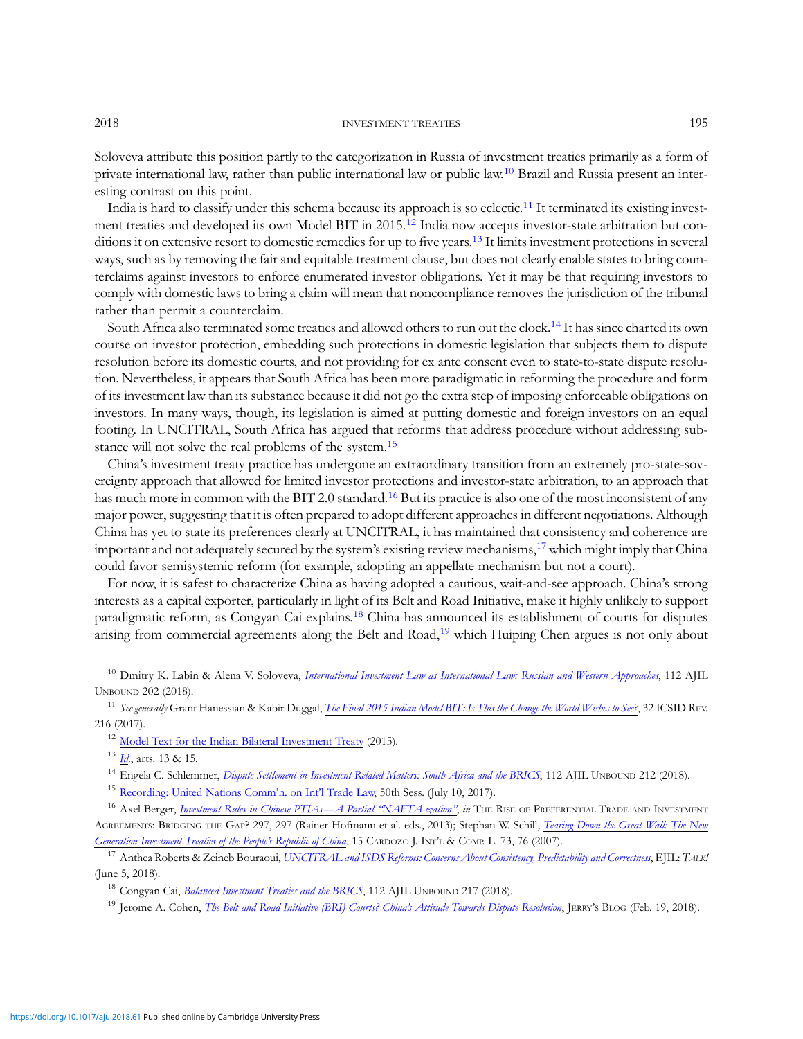Soloveva attribute this position partly to the categorization in Russia of investment treaties primarily as a form of private international law, rather than public international law or public law.[10] Brazil and Russia present an interesting contrast on this point.

India is hard to classify under this schema because its approach is so eclectic.[11] It terminated its existing investment treaties and developed its own Model BIT in 2015.[12] India now accepts investor-state arbitration but conditions it on extensive resort to domestic remedies for up to five years.[13] It limits investment protections in several ways, such as by removing the fair and equitable treatment clause, but does not clearly enable states to bring counterclaims against investors to enforce enumerated investor obligations. Yet it may be that requiring investors to comply with domestic laws to bring a claim will mean that noncompliance removes the jurisdiction of the tribunal rather than permit a counterclaim.

South Africa also terminated some treaties and allowed others to run out the clock.[14] It has since charted its own course on investor protection, embedding such protections in domestic legislation that subjects them to dispute resolution before its domestic courts, and not providing for ex ante consent even to state-to-state dispute resolution. Nevertheless, it appears that South Africa has been more paradigmatic in reforming the procedure and form of its investment law than its substance because it did not go the extra step of imposing enforceable obligations on investors. In many ways, though, its legislation is aimed at putting domestic and foreign investors on an equal footing. In UNCITRAL, South Africa has argued that reforms that address procedure without addressing substance will not solve the real problems of the system.[15]

China's investment treaty practice has undergone an extraordinary transition from an extremely pro-state-sovereignty approach that allowed for limited investor protections and investor-state arbitration, to an approach that has much more in common with the BIT 2.0 standard.[16] But its practice is also one of the most inconsistent of any major power, suggesting that it is often prepared to adopt different approaches in different negotiations. Although China has yet to state its preferences clearly at UNCITRAL, it has maintained that consistency and coherence are important and not adequately secured by the system's existing review mechanisms,[17] which might imply that China could favor semisystemic reform (for example, adopting an appellate mechanism but not a court).

For now, it is safest to characterize China as having adopted a cautious, wait-and-see approach. China's strong interests as a capital exporter, particularly in light of its Belt and Road Initiative, make it highly unlikely to support paradigmatic reform, as Congyan Cai explains.[18] China has announced its establishment of courts for disputes arising from commercial agreements along the Belt and Road,[19] which Huiping Chen argues is not only about

[10] Dmitry K. Labin & Alena V. Soloveva, *International Investment Law as International Law: Russian and Western Approaches*, 112 AJIL Unbound 202 (2018).

[11] *See generally* Grant Hanessian & Kabir Duggal, *The Final 2015 Indian Model BIT: Is This the Change the World Wishes to See?*, 32 ICSID Rev. 216 (2017).

[12] Model Text for the Indian Bilateral Investment Treaty (2015).

[13] *Id.*, arts. 13 & 15.

[14] Engela C. Schlemmer, *Dispute Settlement in Investment-Related Matters: South Africa and the BRICS*, 112 AJIL Unbound 212 (2018).

[15] Recording: United Nations Comm'n. on Int'l Trade Law, 50th Sess. (July 10, 2017).

[16] Axel Berger, *Investment Rules in Chinese PTIAs—A Partial "NAFTA-ization"*, *in* The Rise of Preferential Trade and Investment Agreements: Bridging the Gap? 297, 297 (Rainer Hofmann et al. eds., 2013); Stephan W. Schill, *Tearing Down the Great Wall: The New Generation Investment Treaties of the People's Republic of China*, 15 Cardozo J. Int'l & Comp. L. 73, 76 (2007).

[17] Anthea Roberts & Zeineb Bouraoui, *UNCITRAL and ISDS Reforms: Concerns About Consistency, Predictability and Correctness*, EJIL: *Talk!* (June 5, 2018).

[18] Congyan Cai, *Balanced Investment Treaties and the BRICS*, 112 AJIL Unbound 217 (2018).

[19] Jerome A. Cohen, *The Belt and Road Initiative (BRI) Courts? China's Attitude Towards Dispute Resolution*, Jerry's Blog (Feb. 19, 2018).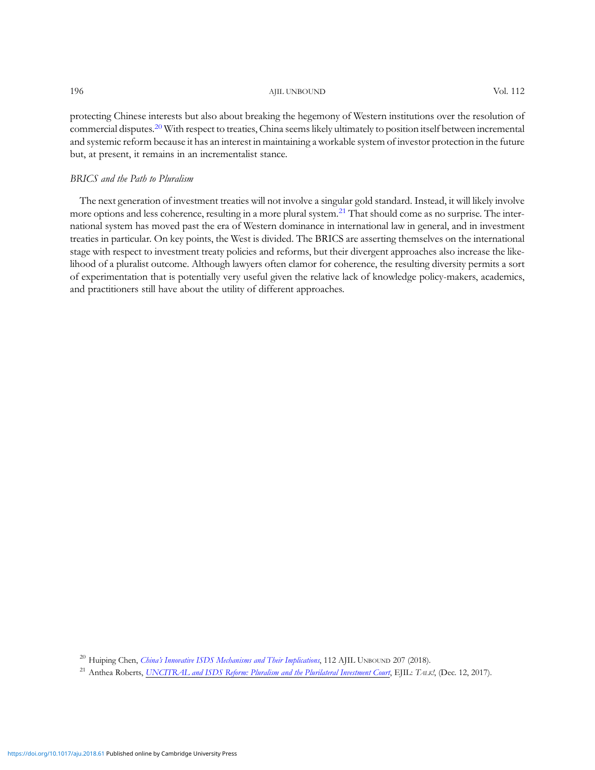protecting Chinese interests but also about breaking the hegemony of Western institutions over the resolution of commercial disputes.[20] With respect to treaties, China seems likely ultimately to position itself between incremental and systemic reform because it has an interest in maintaining a workable system of investor protection in the future but, at present, it remains in an incrementalist stance.

*BRICS and the Path to Pluralism*

The next generation of investment treaties will not involve a singular gold standard. Instead, it will likely involve more options and less coherence, resulting in a more plural system.[21] That should come as no surprise. The international system has moved past the era of Western dominance in international law in general, and in investment treaties in particular. On key points, the West is divided. The BRICS are asserting themselves on the international stage with respect to investment treaty policies and reforms, but their divergent approaches also increase the likelihood of a pluralist outcome. Although lawyers often clamor for coherence, the resulting diversity permits a sort of experimentation that is potentially very useful given the relative lack of knowledge policy-makers, academics, and practitioners still have about the utility of different approaches.

[20] Huiping Chen, *China's Innovative ISDS Mechanisms and Their Implications*, 112 AJIL UNBOUND 207 (2018).

[21] Anthea Roberts, *UNCITRAL and ISDS Reform: Pluralism and the Plurilateral Investment Court*, EJIL: *TALK!*, (Dec. 12, 2017).